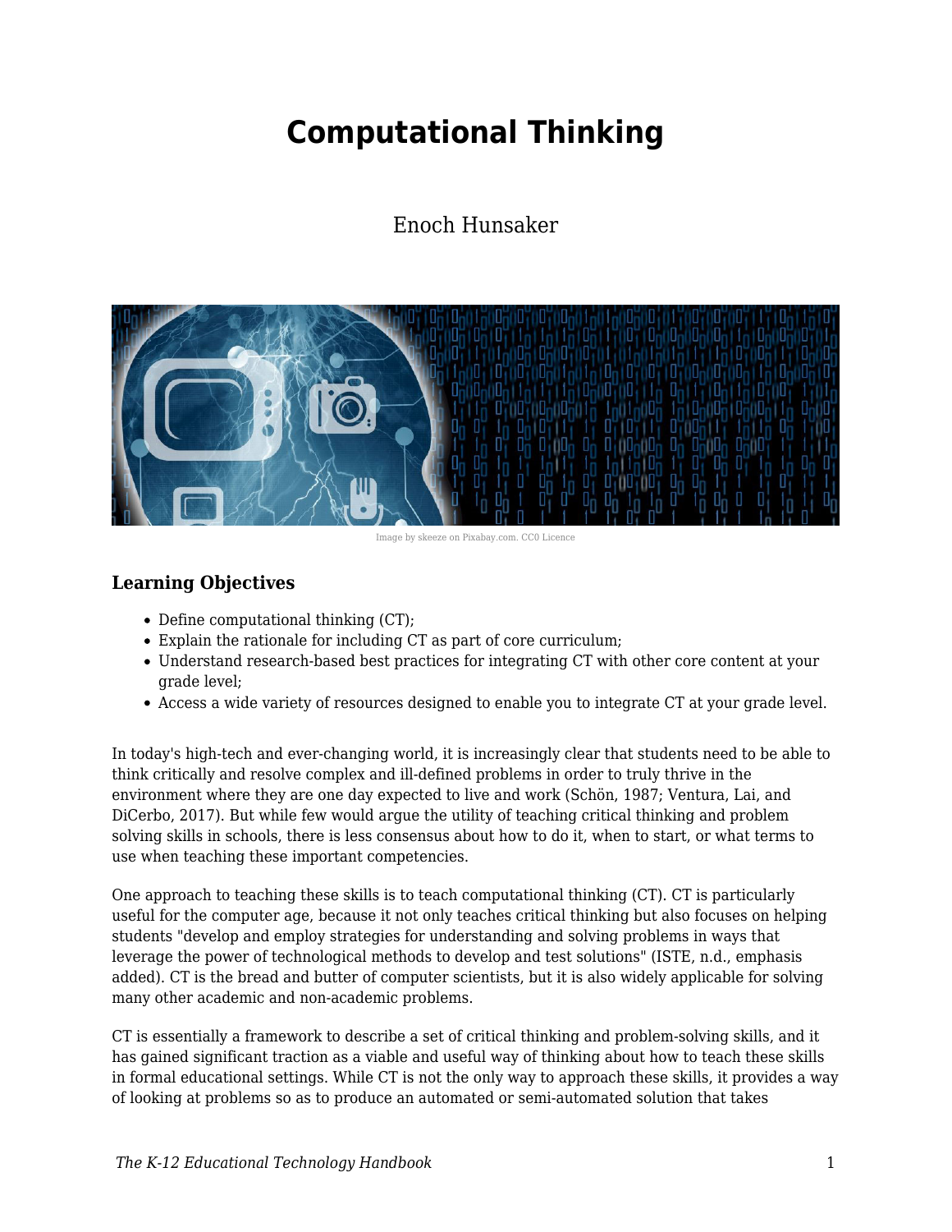# Computational Thinking

Enoch Hunsaker

Image by skeeze on Pixabay.com. CC0 Licence

### Learning Objectives

- Define computational thinking (CT);
- Explain the rationale for including CT as part of core curriculum;
- Understand research-based best practices for integrating CT with other core content at your grade level;
- Access a wide variety of resources designed to enable you to integrate CT at your grade level.

In today's high-tech and ever-changing world, it is increasingly clear that students need to be able to think critically and resolve complex and ill-defined problems in order to truly thrive in the environment where they are one day expected to live and work (Schön, 1987; Ventura, Lai, and DiCerbo, 2017). But while few would argue the utility of teaching critical thinking and problem solving skills in schools, there is less consensus about how to do it, when to start, or what terms to use when teaching these important competencies.

One approach to teaching these skills is to teach computational thinking (CT). CT is particularly useful for the computer age, because it not only teaches critical thinking but also focuses on helping students "develop and employ strategies for understanding and solving problems in ways that leverage the power of technological methods to develop and test solutions" (ISTE, n.d., emphasis added). CT is the bread and butter of computer scientists, but it is also widely applicable for solving many other academic and non-academic problems.

CT is essentially a framework to describe a set of critical thinking and problem-solving skills, and it has gained significant traction as a viable and useful way of thinking about how to teach these skills in formal educational settings. While CT is not the only way to approach these skills, it provides a way of looking at problems so as to produce an automated or semi-automated solution that takes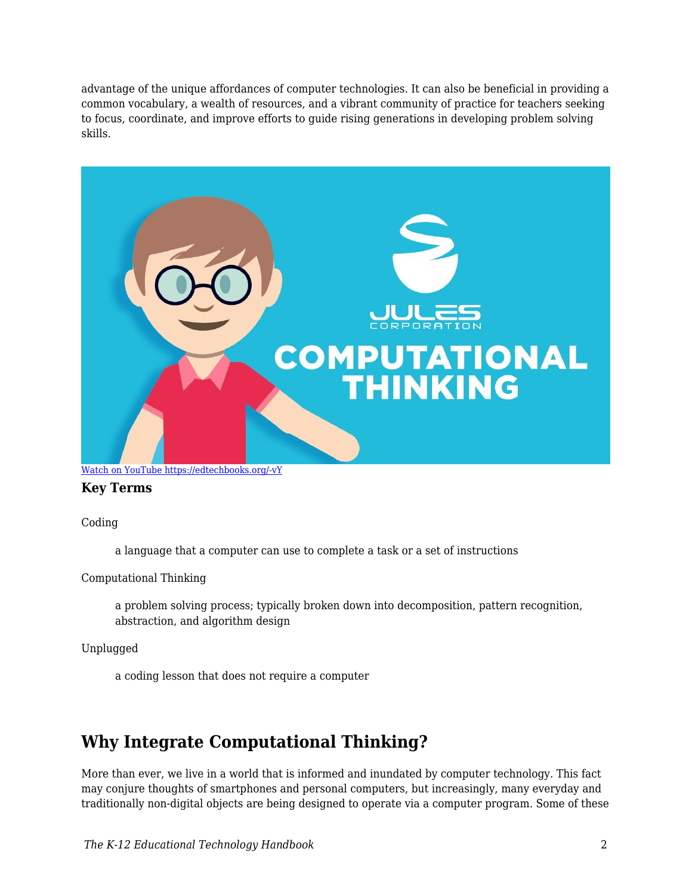advantage of the unique affordances of computer technologies. It can also be beneficial in providing a common vocabulary, a wealth of resources, and a vibrant community of practice for teachers seeking to focus, coordinate, and improve efforts to guide rising generations in developing problem solving skills.

[Watch on YouTube https://edtechbooks.org/-vY](https://edtechbooks.org/-vY)

**Key Terms**

Coding

> a language that a computer can use to complete a task or a set of instructions

Computational Thinking

> a problem solving process; typically broken down into decomposition, pattern recognition, abstraction, and algorithm design

Unplugged

> a coding lesson that does not require a computer

## Why Integrate Computational Thinking?

More than ever, we live in a world that is informed and inundated by computer technology. This fact may conjure thoughts of smartphones and personal computers, but increasingly, many everyday and traditionally non-digital objects are being designed to operate via a computer program. Some of these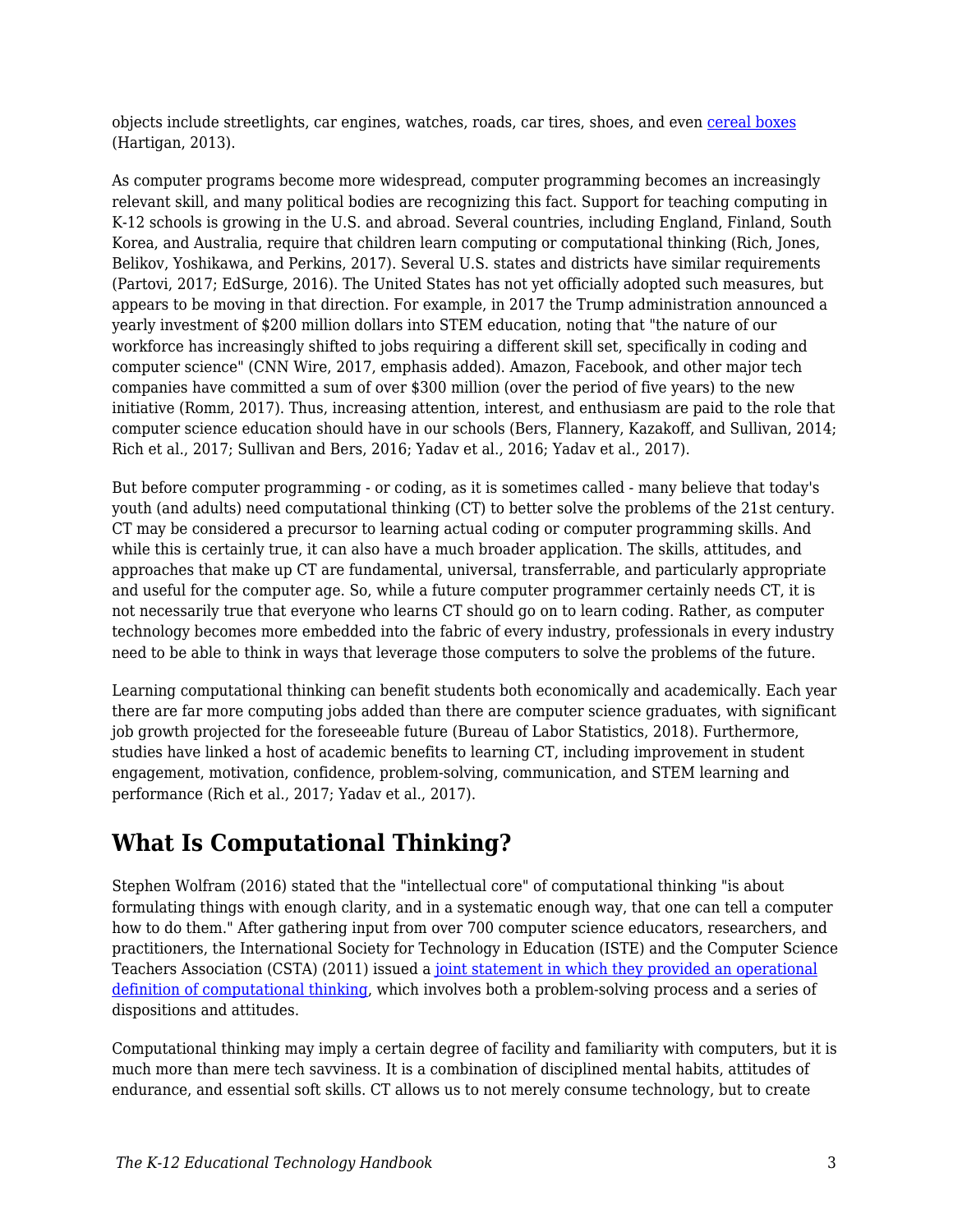objects include streetlights, car engines, watches, roads, car tires, shoes, and even [cereal boxes](#) (Hartigan, 2013).

As computer programs become more widespread, computer programming becomes an increasingly relevant skill, and many political bodies are recognizing this fact. Support for teaching computing in K-12 schools is growing in the U.S. and abroad. Several countries, including England, Finland, South Korea, and Australia, require that children learn computing or computational thinking (Rich, Jones, Belikov, Yoshikawa, and Perkins, 2017). Several U.S. states and districts have similar requirements (Partovi, 2017; EdSurge, 2016). The United States has not yet officially adopted such measures, but appears to be moving in that direction. For example, in 2017 the Trump administration announced a yearly investment of $200 million dollars into STEM education, noting that "the nature of our workforce has increasingly shifted to jobs requiring a different skill set, specifically in coding and computer science" (CNN Wire, 2017, emphasis added). Amazon, Facebook, and other major tech companies have committed a sum of over $300 million (over the period of five years) to the new initiative (Romm, 2017). Thus, increasing attention, interest, and enthusiasm are paid to the role that computer science education should have in our schools (Bers, Flannery, Kazakoff, and Sullivan, 2014; Rich et al., 2017; Sullivan and Bers, 2016; Yadav et al., 2016; Yadav et al., 2017).

But before computer programming - or coding, as it is sometimes called - many believe that today's youth (and adults) need computational thinking (CT) to better solve the problems of the 21st century. CT may be considered a precursor to learning actual coding or computer programming skills. And while this is certainly true, it can also have a much broader application. The skills, attitudes, and approaches that make up CT are fundamental, universal, transferrable, and particularly appropriate and useful for the computer age. So, while a future computer programmer certainly needs CT, it is not necessarily true that everyone who learns CT should go on to learn coding. Rather, as computer technology becomes more embedded into the fabric of every industry, professionals in every industry need to be able to think in ways that leverage those computers to solve the problems of the future.

Learning computational thinking can benefit students both economically and academically. Each year there are far more computing jobs added than there are computer science graduates, with significant job growth projected for the foreseeable future (Bureau of Labor Statistics, 2018). Furthermore, studies have linked a host of academic benefits to learning CT, including improvement in student engagement, motivation, confidence, problem-solving, communication, and STEM learning and performance (Rich et al., 2017; Yadav et al., 2017).

## What Is Computational Thinking?

Stephen Wolfram (2016) stated that the "intellectual core" of computational thinking "is about formulating things with enough clarity, and in a systematic enough way, that one can tell a computer how to do them." After gathering input from over 700 computer science educators, researchers, and practitioners, the International Society for Technology in Education (ISTE) and the Computer Science Teachers Association (CSTA) (2011) issued a [joint statement in which they provided an operational definition of computational thinking](#), which involves both a problem-solving process and a series of dispositions and attitudes.

Computational thinking may imply a certain degree of facility and familiarity with computers, but it is much more than mere tech savviness. It is a combination of disciplined mental habits, attitudes of endurance, and essential soft skills. CT allows us to not merely consume technology, but to create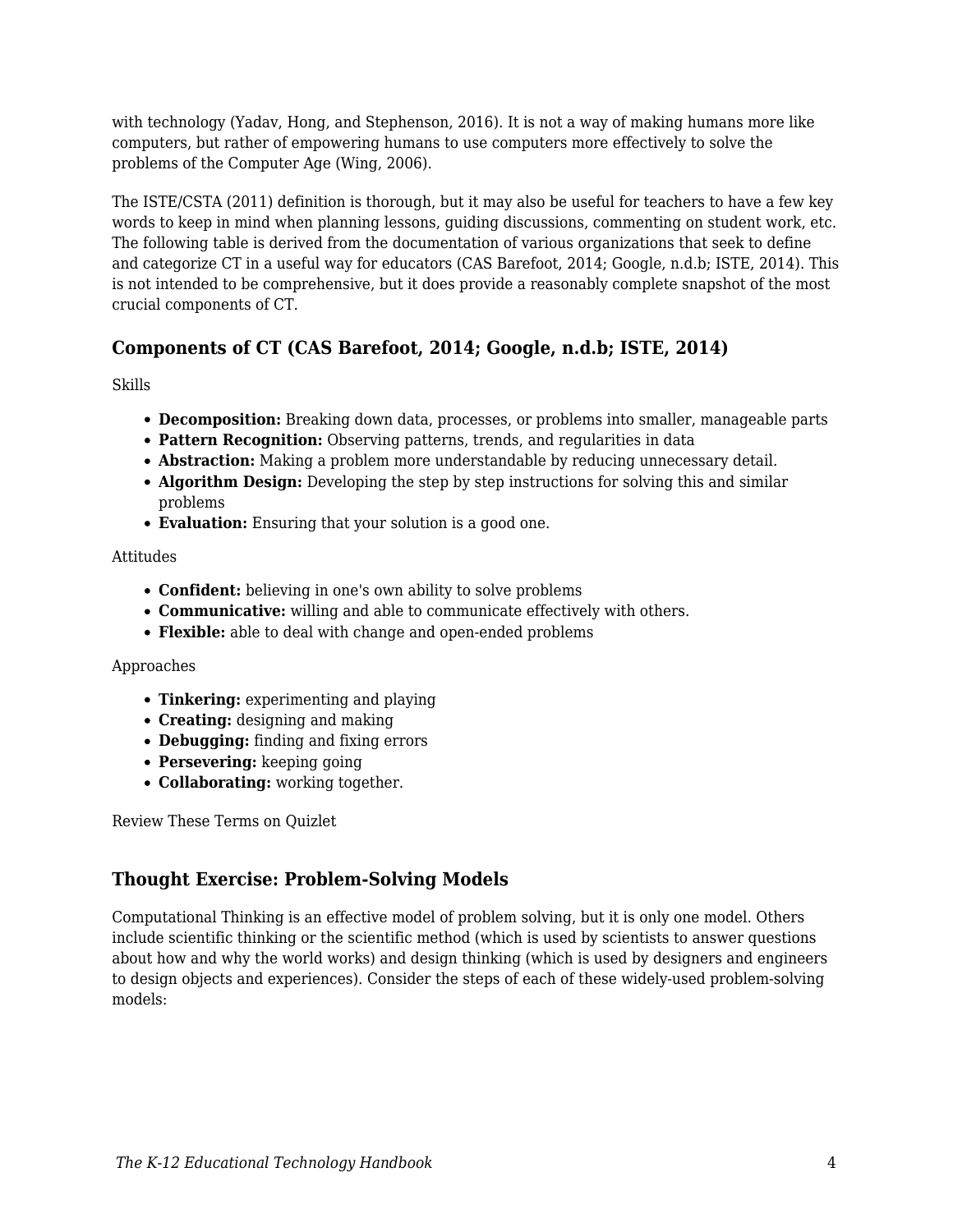with technology (Yadav, Hong, and Stephenson, 2016). It is not a way of making humans more like computers, but rather of empowering humans to use computers more effectively to solve the problems of the Computer Age (Wing, 2006).

The ISTE/CSTA (2011) definition is thorough, but it may also be useful for teachers to have a few key words to keep in mind when planning lessons, guiding discussions, commenting on student work, etc. The following table is derived from the documentation of various organizations that seek to define and categorize CT in a useful way for educators (CAS Barefoot, 2014; Google, n.d.b; ISTE, 2014). This is not intended to be comprehensive, but it does provide a reasonably complete snapshot of the most crucial components of CT.

### Components of CT (CAS Barefoot, 2014; Google, n.d.b; ISTE, 2014)

Skills

- **Decomposition:** Breaking down data, processes, or problems into smaller, manageable parts
- **Pattern Recognition:** Observing patterns, trends, and regularities in data
- **Abstraction:** Making a problem more understandable by reducing unnecessary detail.
- **Algorithm Design:** Developing the step by step instructions for solving this and similar problems
- **Evaluation:** Ensuring that your solution is a good one.

Attitudes

- **Confident:** believing in one's own ability to solve problems
- **Communicative:** willing and able to communicate effectively with others.
- **Flexible:** able to deal with change and open-ended problems

Approaches

- **Tinkering:** experimenting and playing
- **Creating:** designing and making
- **Debugging:** finding and fixing errors
- **Persevering:** keeping going
- **Collaborating:** working together.

Review These Terms on Quizlet

### Thought Exercise: Problem-Solving Models

Computational Thinking is an effective model of problem solving, but it is only one model. Others include scientific thinking or the scientific method (which is used by scientists to answer questions about how and why the world works) and design thinking (which is used by designers and engineers to design objects and experiences). Consider the steps of each of these widely-used problem-solving models: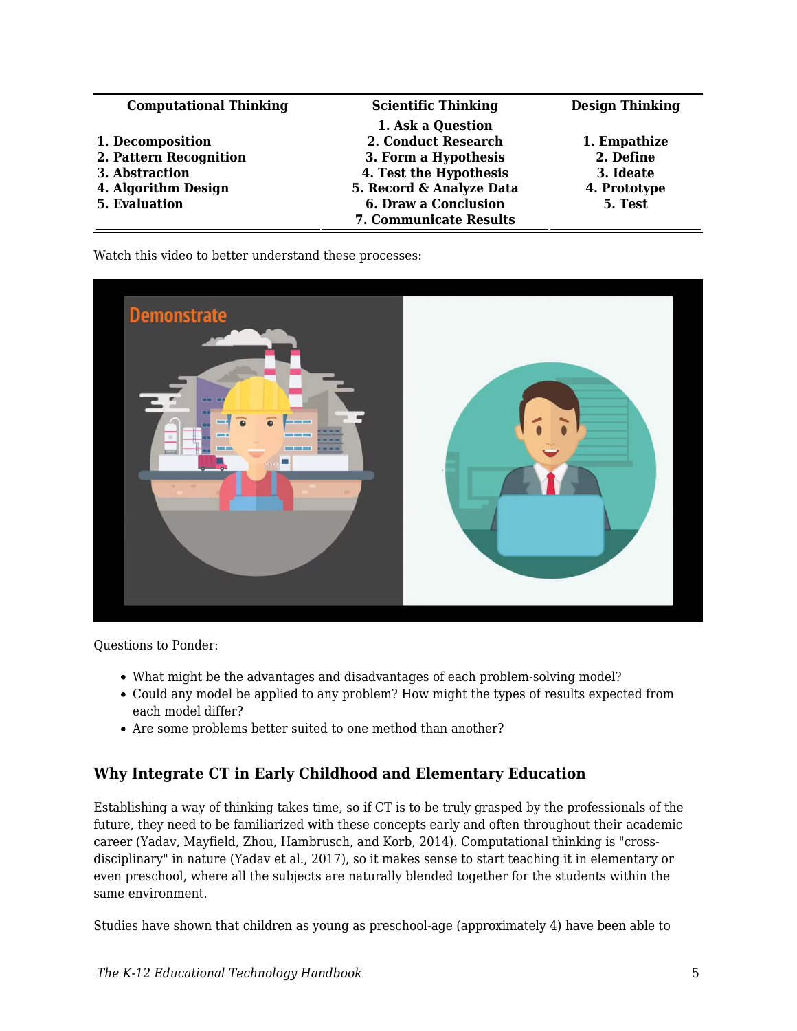| Computational Thinking | Scientific Thinking | Design Thinking |
|---|---|---|
| | **1. Ask a Question** | |
| **1. Decomposition** | **2. Conduct Research** | **1. Empathize** |
| **2. Pattern Recognition** | **3. Form a Hypothesis** | **2. Define** |
| **3. Abstraction** | **4. Test the Hypothesis** | **3. Ideate** |
| **4. Algorithm Design** | **5. Record & Analyze Data** | **4. Prototype** |
| **5. Evaluation** | **6. Draw a Conclusion** | **5. Test** |
| | **7. Communicate Results** | |

Watch this video to better understand these processes:

Questions to Ponder:

- What might be the advantages and disadvantages of each problem-solving model?
- Could any model be applied to any problem? How might the types of results expected from each model differ?
- Are some problems better suited to one method than another?

## Why Integrate CT in Early Childhood and Elementary Education

Establishing a way of thinking takes time, so if CT is to be truly grasped by the professionals of the future, they need to be familiarized with these concepts early and often throughout their academic career (Yadav, Mayfield, Zhou, Hambrusch, and Korb, 2014). Computational thinking is "cross-disciplinary" in nature (Yadav et al., 2017), so it makes sense to start teaching it in elementary or even preschool, where all the subjects are naturally blended together for the students within the same environment.

Studies have shown that children as young as preschool-age (approximately 4) have been able to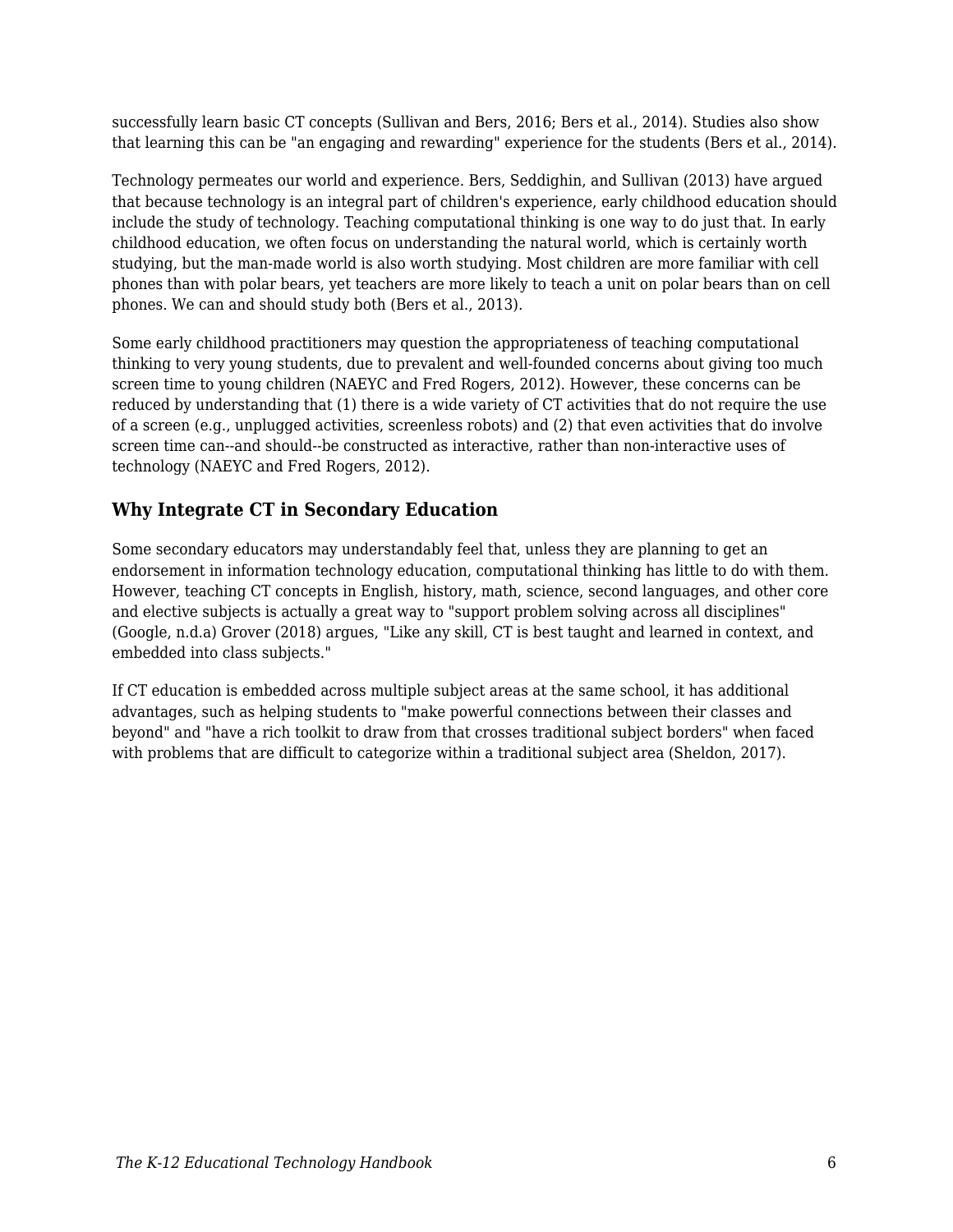successfully learn basic CT concepts (Sullivan and Bers, 2016; Bers et al., 2014). Studies also show that learning this can be "an engaging and rewarding" experience for the students (Bers et al., 2014).

Technology permeates our world and experience. Bers, Seddighin, and Sullivan (2013) have argued that because technology is an integral part of children's experience, early childhood education should include the study of technology. Teaching computational thinking is one way to do just that. In early childhood education, we often focus on understanding the natural world, which is certainly worth studying, but the man-made world is also worth studying. Most children are more familiar with cell phones than with polar bears, yet teachers are more likely to teach a unit on polar bears than on cell phones. We can and should study both (Bers et al., 2013).

Some early childhood practitioners may question the appropriateness of teaching computational thinking to very young students, due to prevalent and well-founded concerns about giving too much screen time to young children (NAEYC and Fred Rogers, 2012). However, these concerns can be reduced by understanding that (1) there is a wide variety of CT activities that do not require the use of a screen (e.g., unplugged activities, screenless robots) and (2) that even activities that do involve screen time can--and should--be constructed as interactive, rather than non-interactive uses of technology (NAEYC and Fred Rogers, 2012).

### Why Integrate CT in Secondary Education

Some secondary educators may understandably feel that, unless they are planning to get an endorsement in information technology education, computational thinking has little to do with them. However, teaching CT concepts in English, history, math, science, second languages, and other core and elective subjects is actually a great way to "support problem solving across all disciplines" (Google, n.d.a) Grover (2018) argues, "Like any skill, CT is best taught and learned in context, and embedded into class subjects."

If CT education is embedded across multiple subject areas at the same school, it has additional advantages, such as helping students to "make powerful connections between their classes and beyond" and "have a rich toolkit to draw from that crosses traditional subject borders" when faced with problems that are difficult to categorize within a traditional subject area (Sheldon, 2017).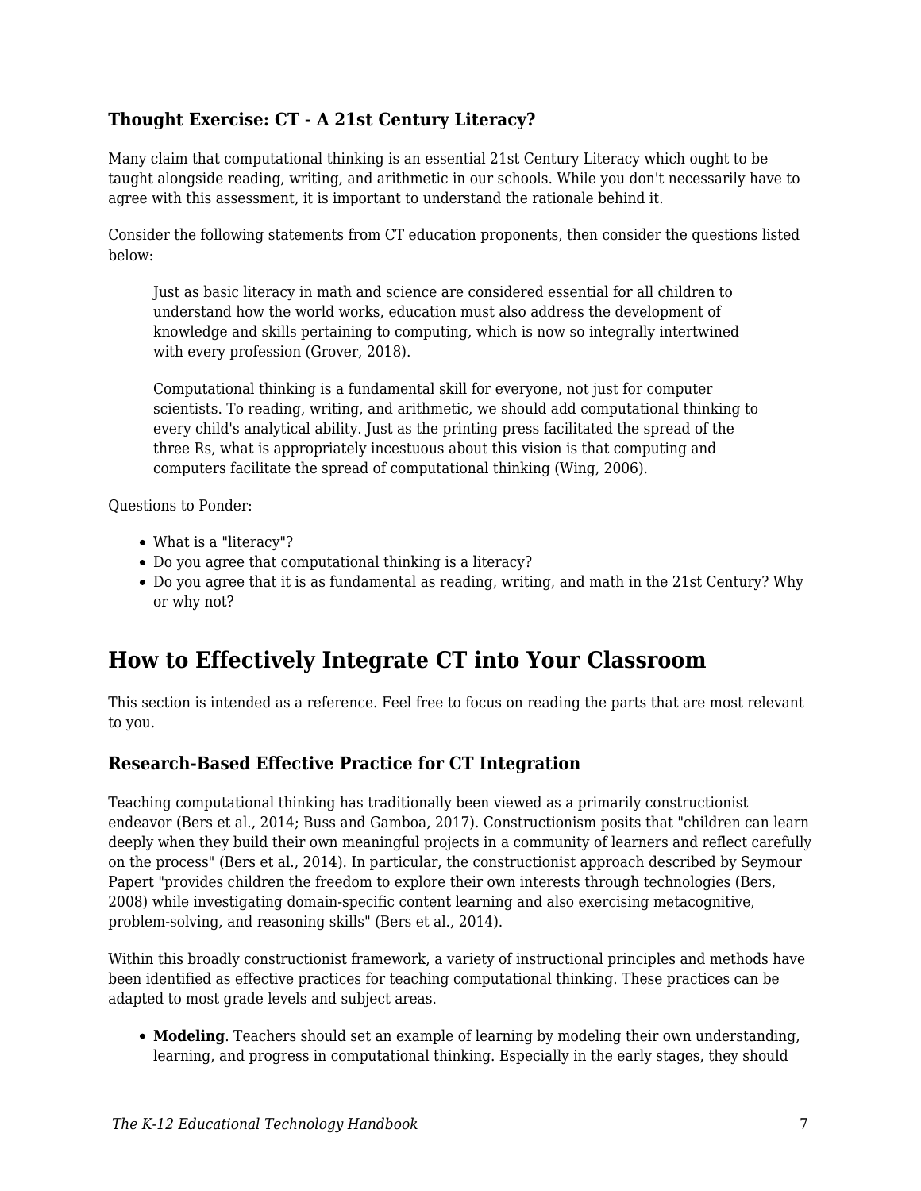### Thought Exercise: CT - A 21st Century Literacy?

Many claim that computational thinking is an essential 21st Century Literacy which ought to be taught alongside reading, writing, and arithmetic in our schools. While you don't necessarily have to agree with this assessment, it is important to understand the rationale behind it.

Consider the following statements from CT education proponents, then consider the questions listed below:

> Just as basic literacy in math and science are considered essential for all children to understand how the world works, education must also address the development of knowledge and skills pertaining to computing, which is now so integrally intertwined with every profession (Grover, 2018).
>
> Computational thinking is a fundamental skill for everyone, not just for computer scientists. To reading, writing, and arithmetic, we should add computational thinking to every child's analytical ability. Just as the printing press facilitated the spread of the three Rs, what is appropriately incestuous about this vision is that computing and computers facilitate the spread of computational thinking (Wing, 2006).

Questions to Ponder:

- What is a "literacy"?
- Do you agree that computational thinking is a literacy?
- Do you agree that it is as fundamental as reading, writing, and math in the 21st Century? Why or why not?

## How to Effectively Integrate CT into Your Classroom

This section is intended as a reference. Feel free to focus on reading the parts that are most relevant to you.

### Research-Based Effective Practice for CT Integration

Teaching computational thinking has traditionally been viewed as a primarily constructionist endeavor (Bers et al., 2014; Buss and Gamboa, 2017). Constructionism posits that "children can learn deeply when they build their own meaningful projects in a community of learners and reflect carefully on the process" (Bers et al., 2014). In particular, the constructionist approach described by Seymour Papert "provides children the freedom to explore their own interests through technologies (Bers, 2008) while investigating domain-specific content learning and also exercising metacognitive, problem-solving, and reasoning skills" (Bers et al., 2014).

Within this broadly constructionist framework, a variety of instructional principles and methods have been identified as effective practices for teaching computational thinking. These practices can be adapted to most grade levels and subject areas.

- **Modeling**. Teachers should set an example of learning by modeling their own understanding, learning, and progress in computational thinking. Especially in the early stages, they should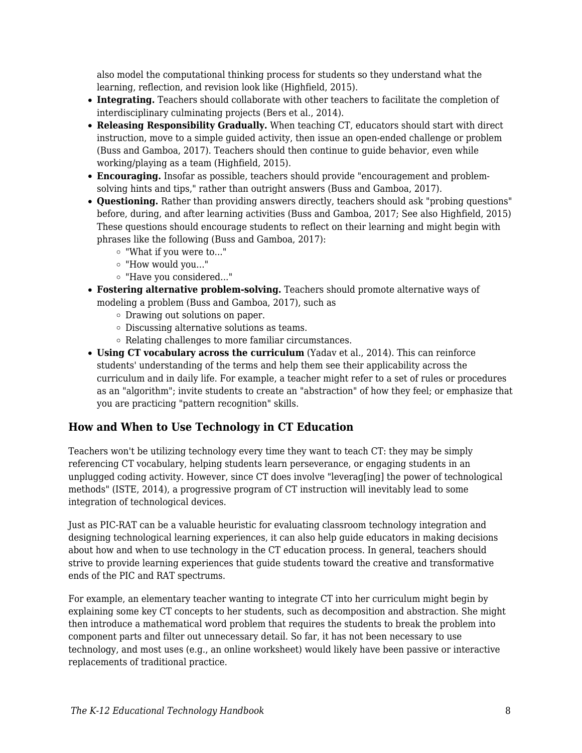also model the computational thinking process for students so they understand what the learning, reflection, and revision look like (Highfield, 2015).

- **Integrating.** Teachers should collaborate with other teachers to facilitate the completion of interdisciplinary culminating projects (Bers et al., 2014).
- **Releasing Responsibility Gradually.** When teaching CT, educators should start with direct instruction, move to a simple guided activity, then issue an open-ended challenge or problem (Buss and Gamboa, 2017). Teachers should then continue to guide behavior, even while working/playing as a team (Highfield, 2015).
- **Encouraging.** Insofar as possible, teachers should provide "encouragement and problem-solving hints and tips," rather than outright answers (Buss and Gamboa, 2017).
- **Questioning.** Rather than providing answers directly, teachers should ask "probing questions" before, during, and after learning activities (Buss and Gamboa, 2017; See also Highfield, 2015) These questions should encourage students to reflect on their learning and might begin with phrases like the following (Buss and Gamboa, 2017):
    - "What if you were to..."
    - "How would you..."
    - "Have you considered..."
- **Fostering alternative problem-solving.** Teachers should promote alternative ways of modeling a problem (Buss and Gamboa, 2017), such as
    - Drawing out solutions on paper.
    - Discussing alternative solutions as teams.
    - Relating challenges to more familiar circumstances.
- **Using CT vocabulary across the curriculum** (Yadav et al., 2014). This can reinforce students' understanding of the terms and help them see their applicability across the curriculum and in daily life. For example, a teacher might refer to a set of rules or procedures as an "algorithm"; invite students to create an "abstraction" of how they feel; or emphasize that you are practicing "pattern recognition" skills.

### How and When to Use Technology in CT Education

Teachers won't be utilizing technology every time they want to teach CT: they may be simply referencing CT vocabulary, helping students learn perseverance, or engaging students in an unplugged coding activity. However, since CT does involve "leverag[ing] the power of technological methods" (ISTE, 2014), a progressive program of CT instruction will inevitably lead to some integration of technological devices.

Just as PIC-RAT can be a valuable heuristic for evaluating classroom technology integration and designing technological learning experiences, it can also help guide educators in making decisions about how and when to use technology in the CT education process. In general, teachers should strive to provide learning experiences that guide students toward the creative and transformative ends of the PIC and RAT spectrums.

For example, an elementary teacher wanting to integrate CT into her curriculum might begin by explaining some key CT concepts to her students, such as decomposition and abstraction. She might then introduce a mathematical word problem that requires the students to break the problem into component parts and filter out unnecessary detail. So far, it has not been necessary to use technology, and most uses (e.g., an online worksheet) would likely have been passive or interactive replacements of traditional practice.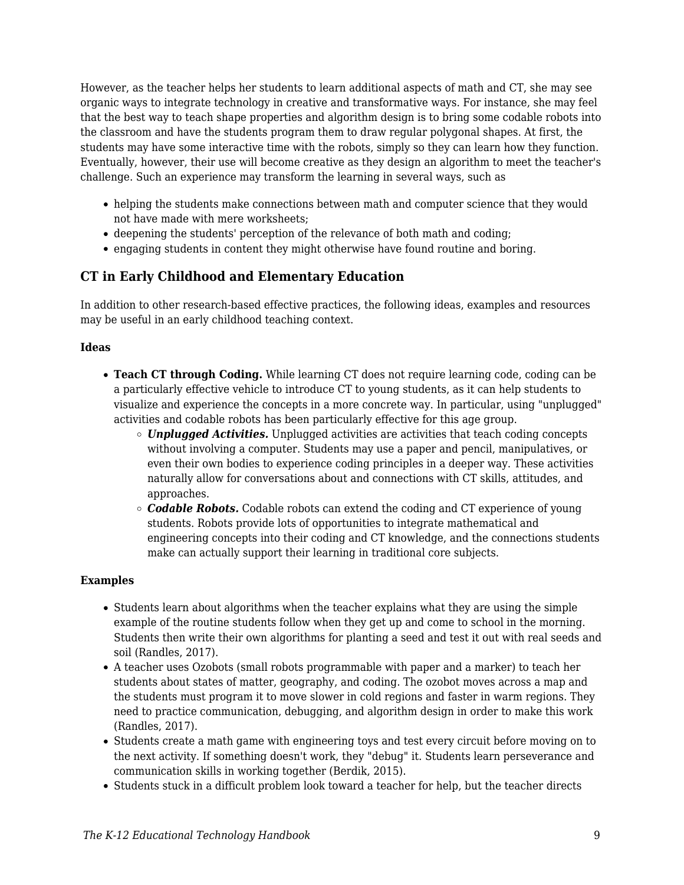However, as the teacher helps her students to learn additional aspects of math and CT, she may see organic ways to integrate technology in creative and transformative ways. For instance, she may feel that the best way to teach shape properties and algorithm design is to bring some codable robots into the classroom and have the students program them to draw regular polygonal shapes. At first, the students may have some interactive time with the robots, simply so they can learn how they function. Eventually, however, their use will become creative as they design an algorithm to meet the teacher's challenge. Such an experience may transform the learning in several ways, such as

- helping the students make connections between math and computer science that they would not have made with mere worksheets;
- deepening the students' perception of the relevance of both math and coding;
- engaging students in content they might otherwise have found routine and boring.

## CT in Early Childhood and Elementary Education

In addition to other research-based effective practices, the following ideas, examples and resources may be useful in an early childhood teaching context.

**Ideas**

- **Teach CT through Coding.** While learning CT does not require learning code, coding can be a particularly effective vehicle to introduce CT to young students, as it can help students to visualize and experience the concepts in a more concrete way. In particular, using "unplugged" activities and codable robots has been particularly effective for this age group.
  - ***Unplugged Activities.*** Unplugged activities are activities that teach coding concepts without involving a computer. Students may use a paper and pencil, manipulatives, or even their own bodies to experience coding principles in a deeper way. These activities naturally allow for conversations about and connections with CT skills, attitudes, and approaches.
  - ***Codable Robots.*** Codable robots can extend the coding and CT experience of young students. Robots provide lots of opportunities to integrate mathematical and engineering concepts into their coding and CT knowledge, and the connections students make can actually support their learning in traditional core subjects.

**Examples**

- Students learn about algorithms when the teacher explains what they are using the simple example of the routine students follow when they get up and come to school in the morning. Students then write their own algorithms for planting a seed and test it out with real seeds and soil (Randles, 2017).
- A teacher uses Ozobots (small robots programmable with paper and a marker) to teach her students about states of matter, geography, and coding. The ozobot moves across a map and the students must program it to move slower in cold regions and faster in warm regions. They need to practice communication, debugging, and algorithm design in order to make this work (Randles, 2017).
- Students create a math game with engineering toys and test every circuit before moving on to the next activity. If something doesn't work, they "debug" it. Students learn perseverance and communication skills in working together (Berdik, 2015).
- Students stuck in a difficult problem look toward a teacher for help, but the teacher directs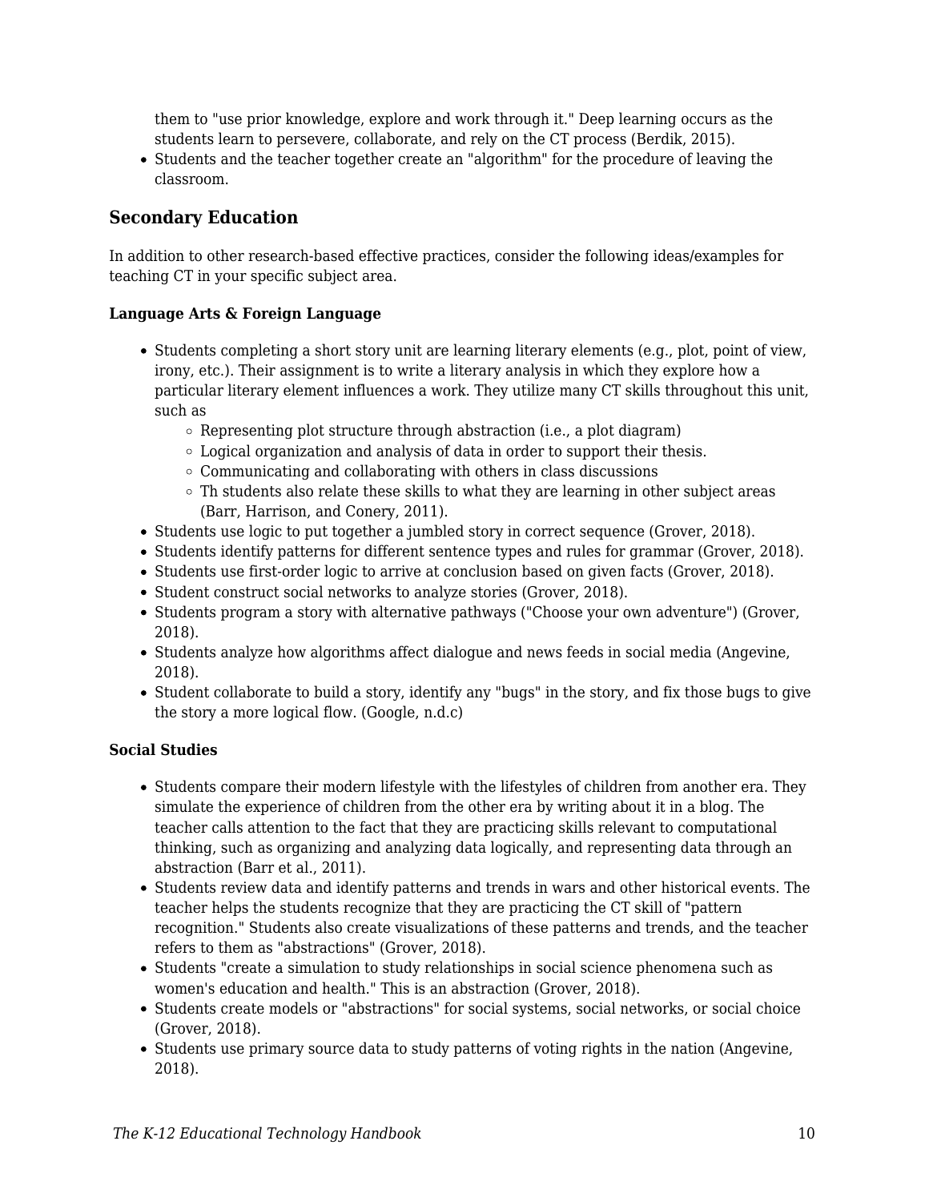them to "use prior knowledge, explore and work through it." Deep learning occurs as the students learn to persevere, collaborate, and rely on the CT process (Berdik, 2015).

- Students and the teacher together create an "algorithm" for the procedure of leaving the classroom.

## Secondary Education

In addition to other research-based effective practices, consider the following ideas/examples for teaching CT in your specific subject area.

#### Language Arts & Foreign Language

- Students completing a short story unit are learning literary elements (e.g., plot, point of view, irony, etc.). Their assignment is to write a literary analysis in which they explore how a particular literary element influences a work. They utilize many CT skills throughout this unit, such as
    - Representing plot structure through abstraction (i.e., a plot diagram)
    - Logical organization and analysis of data in order to support their thesis.
    - Communicating and collaborating with others in class discussions
    - Th students also relate these skills to what they are learning in other subject areas (Barr, Harrison, and Conery, 2011).
- Students use logic to put together a jumbled story in correct sequence (Grover, 2018).
- Students identify patterns for different sentence types and rules for grammar (Grover, 2018).
- Students use first-order logic to arrive at conclusion based on given facts (Grover, 2018).
- Student construct social networks to analyze stories (Grover, 2018).
- Students program a story with alternative pathways ("Choose your own adventure") (Grover, 2018).
- Students analyze how algorithms affect dialogue and news feeds in social media (Angevine, 2018).
- Student collaborate to build a story, identify any "bugs" in the story, and fix those bugs to give the story a more logical flow. (Google, n.d.c)

#### Social Studies

- Students compare their modern lifestyle with the lifestyles of children from another era. They simulate the experience of children from the other era by writing about it in a blog. The teacher calls attention to the fact that they are practicing skills relevant to computational thinking, such as organizing and analyzing data logically, and representing data through an abstraction (Barr et al., 2011).
- Students review data and identify patterns and trends in wars and other historical events. The teacher helps the students recognize that they are practicing the CT skill of "pattern recognition." Students also create visualizations of these patterns and trends, and the teacher refers to them as "abstractions" (Grover, 2018).
- Students "create a simulation to study relationships in social science phenomena such as women's education and health." This is an abstraction (Grover, 2018).
- Students create models or "abstractions" for social systems, social networks, or social choice (Grover, 2018).
- Students use primary source data to study patterns of voting rights in the nation (Angevine, 2018).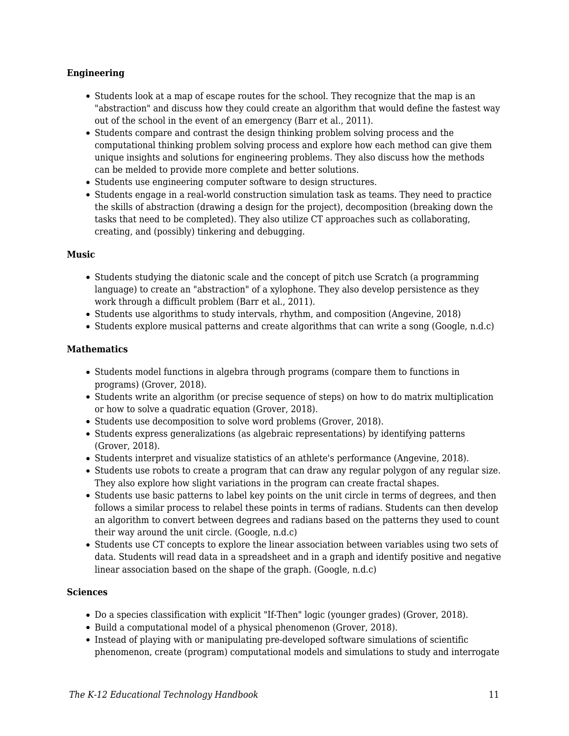**Engineering**

- Students look at a map of escape routes for the school. They recognize that the map is an "abstraction" and discuss how they could create an algorithm that would define the fastest way out of the school in the event of an emergency (Barr et al., 2011).
- Students compare and contrast the design thinking problem solving process and the computational thinking problem solving process and explore how each method can give them unique insights and solutions for engineering problems. They also discuss how the methods can be melded to provide more complete and better solutions.
- Students use engineering computer software to design structures.
- Students engage in a real-world construction simulation task as teams. They need to practice the skills of abstraction (drawing a design for the project), decomposition (breaking down the tasks that need to be completed). They also utilize CT approaches such as collaborating, creating, and (possibly) tinkering and debugging.

**Music**

- Students studying the diatonic scale and the concept of pitch use Scratch (a programming language) to create an "abstraction" of a xylophone. They also develop persistence as they work through a difficult problem (Barr et al., 2011).
- Students use algorithms to study intervals, rhythm, and composition (Angevine, 2018)
- Students explore musical patterns and create algorithms that can write a song (Google, n.d.c)

**Mathematics**

- Students model functions in algebra through programs (compare them to functions in programs) (Grover, 2018).
- Students write an algorithm (or precise sequence of steps) on how to do matrix multiplication or how to solve a quadratic equation (Grover, 2018).
- Students use decomposition to solve word problems (Grover, 2018).
- Students express generalizations (as algebraic representations) by identifying patterns (Grover, 2018).
- Students interpret and visualize statistics of an athlete's performance (Angevine, 2018).
- Students use robots to create a program that can draw any regular polygon of any regular size. They also explore how slight variations in the program can create fractal shapes.
- Students use basic patterns to label key points on the unit circle in terms of degrees, and then follows a similar process to relabel these points in terms of radians. Students can then develop an algorithm to convert between degrees and radians based on the patterns they used to count their way around the unit circle. (Google, n.d.c)
- Students use CT concepts to explore the linear association between variables using two sets of data. Students will read data in a spreadsheet and in a graph and identify positive and negative linear association based on the shape of the graph. (Google, n.d.c)

**Sciences**

- Do a species classification with explicit "If-Then" logic (younger grades) (Grover, 2018).
- Build a computational model of a physical phenomenon (Grover, 2018).
- Instead of playing with or manipulating pre-developed software simulations of scientific phenomenon, create (program) computational models and simulations to study and interrogate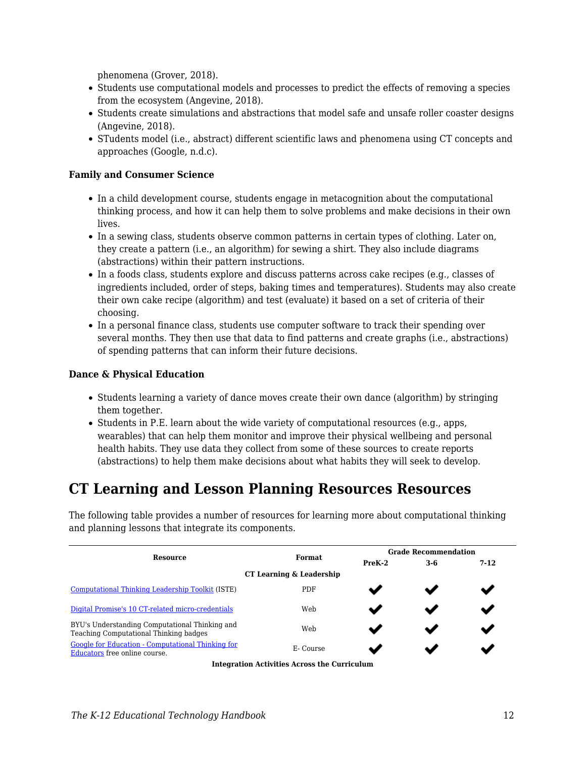phenomena (Grover, 2018).

- Students use computational models and processes to predict the effects of removing a species from the ecosystem (Angevine, 2018).
- Students create simulations and abstractions that model safe and unsafe roller coaster designs (Angevine, 2018).
- STudents model (i.e., abstract) different scientific laws and phenomena using CT concepts and approaches (Google, n.d.c).

**Family and Consumer Science**

- In a child development course, students engage in metacognition about the computational thinking process, and how it can help them to solve problems and make decisions in their own lives.
- In a sewing class, students observe common patterns in certain types of clothing. Later on, they create a pattern (i.e., an algorithm) for sewing a shirt. They also include diagrams (abstractions) within their pattern instructions.
- In a foods class, students explore and discuss patterns across cake recipes (e.g., classes of ingredients included, order of steps, baking times and temperatures). Students may also create their own cake recipe (algorithm) and test (evaluate) it based on a set of criteria of their choosing.
- In a personal finance class, students use computer software to track their spending over several months. They then use that data to find patterns and create graphs (i.e., abstractions) of spending patterns that can inform their future decisions.

**Dance & Physical Education**

- Students learning a variety of dance moves create their own dance (algorithm) by stringing them together.
- Students in P.E. learn about the wide variety of computational resources (e.g., apps, wearables) that can help them monitor and improve their physical wellbeing and personal health habits. They use data they collect from some of these sources to create reports (abstractions) to help them make decisions about what habits they will seek to develop.

## CT Learning and Lesson Planning Resources Resources

The following table provides a number of resources for learning more about computational thinking and planning lessons that integrate its components.

| Resource | Format | Grade Recommendation | | |
|---|---|---|---|---|
| | | PreK-2 | 3-6 | 7-12 |
| **CT Learning & Leadership** | | | | |
| Computational Thinking Leadership Toolkit (ISTE) | PDF | ✔ | ✔ | ✔ |
| Digital Promise's 10 CT-related micro-credentials | Web | ✔ | ✔ | ✔ |
| BYU's Understanding Computational Thinking and Teaching Computational Thinking badges | Web | ✔ | ✔ | ✔ |
| Google for Education - Computational Thinking for Educators free online course. | E- Course | ✔ | ✔ | ✔ |
| **Integration Activities Across the Curriculum** | | | | |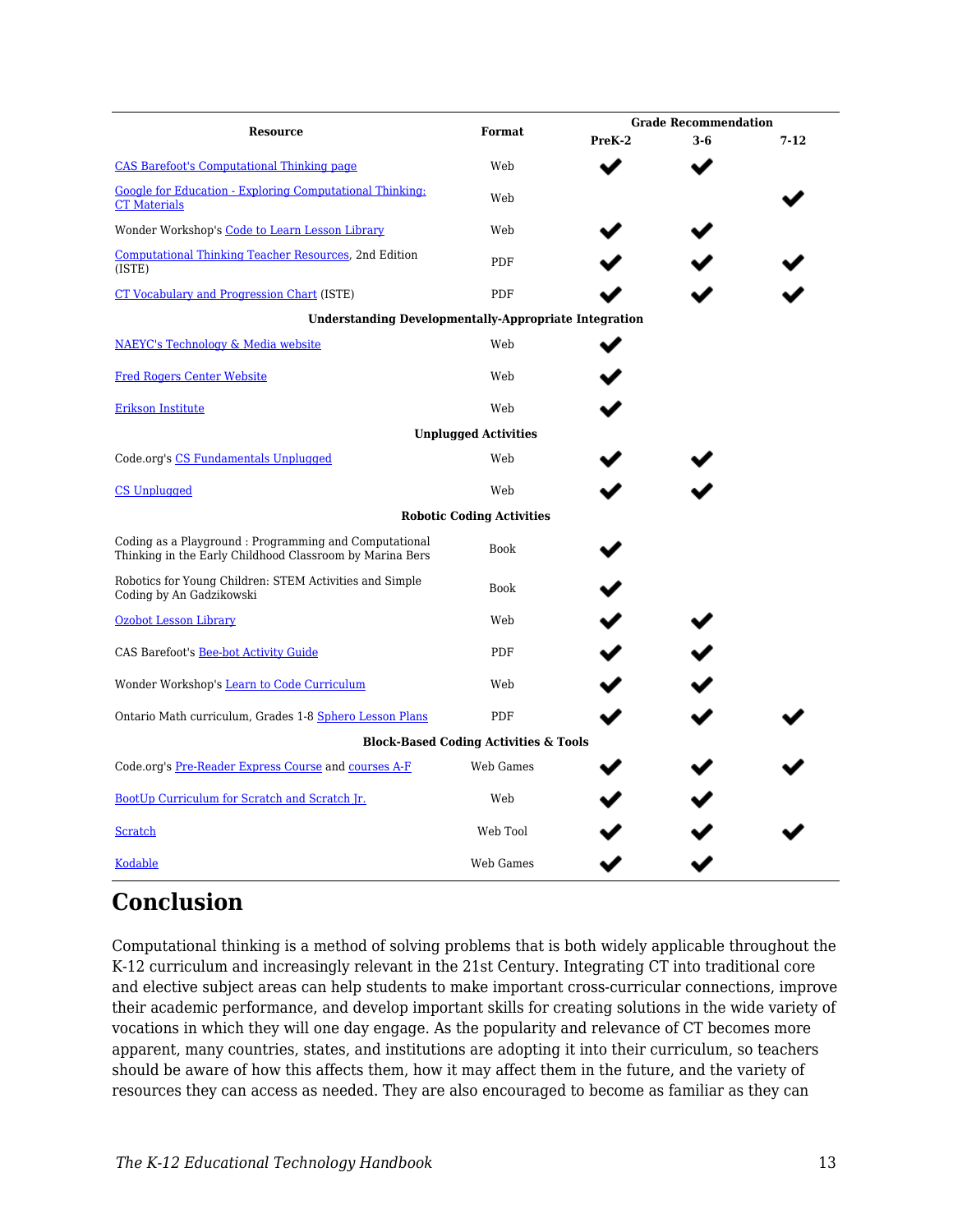| Resource | Format | Grade Recommendation | | |
|---|---|---|---|---|
| | | PreK-2 | 3-6 | 7-12 |
| CAS Barefoot's Computational Thinking page | Web | ✔ | ✔ | |
| Google for Education - Exploring Computational Thinking: CT Materials | Web | | | ✔ |
| Wonder Workshop's Code to Learn Lesson Library | Web | ✔ | ✔ | |
| Computational Thinking Teacher Resources, 2nd Edition (ISTE) | PDF | ✔ | ✔ | ✔ |
| CT Vocabulary and Progression Chart (ISTE) | PDF | ✔ | ✔ | ✔ |
| **Understanding Developmentally-Appropriate Integration** | | | | |
| NAEYC's Technology & Media website | Web | ✔ | | |
| Fred Rogers Center Website | Web | ✔ | | |
| Erikson Institute | Web | ✔ | | |
| **Unplugged Activities** | | | | |
| Code.org's CS Fundamentals Unplugged | Web | ✔ | ✔ | |
| CS Unplugged | Web | ✔ | ✔ | |
| **Robotic Coding Activities** | | | | |
| Coding as a Playground : Programming and Computational Thinking in the Early Childhood Classroom by Marina Bers | Book | ✔ | | |
| Robotics for Young Children: STEM Activities and Simple Coding by An Gadzikowski | Book | ✔ | | |
| Ozobot Lesson Library | Web | ✔ | ✔ | |
| CAS Barefoot's Bee-bot Activity Guide | PDF | ✔ | ✔ | |
| Wonder Workshop's Learn to Code Curriculum | Web | ✔ | ✔ | |
| Ontario Math curriculum, Grades 1-8 Sphero Lesson Plans | PDF | ✔ | ✔ | ✔ |
| **Block-Based Coding Activities & Tools** | | | | |
| Code.org's Pre-Reader Express Course and courses A-F | Web Games | ✔ | ✔ | ✔ |
| BootUp Curriculum for Scratch and Scratch Jr. | Web | ✔ | ✔ | |
| Scratch | Web Tool | ✔ | ✔ | ✔ |
| Kodable | Web Games | ✔ | ✔ | |

## Conclusion

Computational thinking is a method of solving problems that is both widely applicable throughout the K-12 curriculum and increasingly relevant in the 21st Century. Integrating CT into traditional core and elective subject areas can help students to make important cross-curricular connections, improve their academic performance, and develop important skills for creating solutions in the wide variety of vocations in which they will one day engage. As the popularity and relevance of CT becomes more apparent, many countries, states, and institutions are adopting it into their curriculum, so teachers should be aware of how this affects them, how it may affect them in the future, and the variety of resources they can access as needed. They are also encouraged to become as familiar as they can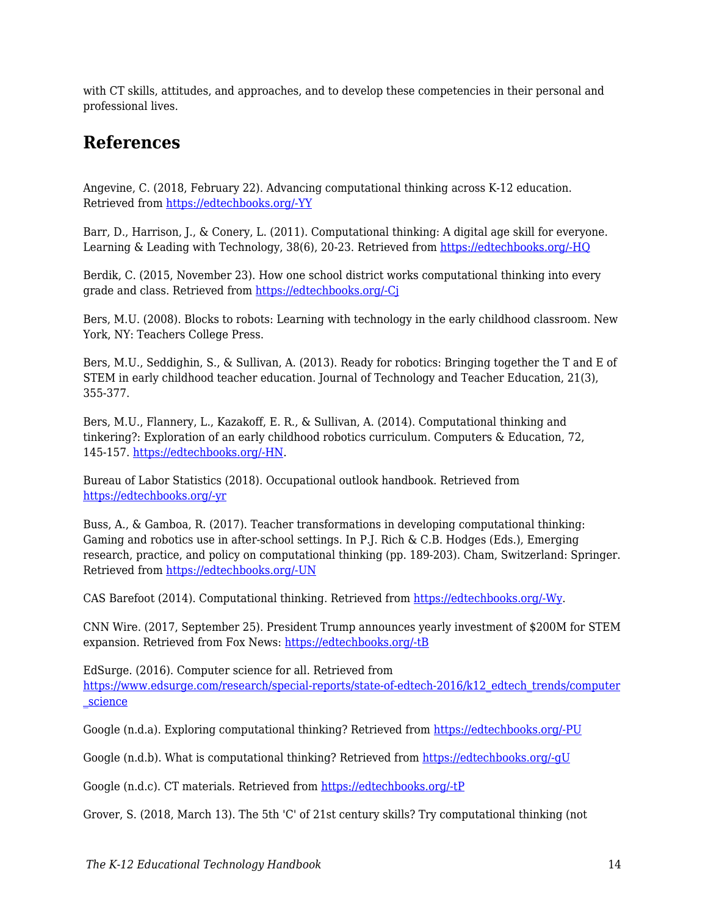with CT skills, attitudes, and approaches, and to develop these competencies in their personal and professional lives.

## References

Angevine, C. (2018, February 22). Advancing computational thinking across K-12 education. Retrieved from https://edtechbooks.org/-YY

Barr, D., Harrison, J., & Conery, L. (2011). Computational thinking: A digital age skill for everyone. Learning & Leading with Technology, 38(6), 20-23. Retrieved from https://edtechbooks.org/-HQ

Berdik, C. (2015, November 23). How one school district works computational thinking into every grade and class. Retrieved from https://edtechbooks.org/-Cj

Bers, M.U. (2008). Blocks to robots: Learning with technology in the early childhood classroom. New York, NY: Teachers College Press.

Bers, M.U., Seddighin, S., & Sullivan, A. (2013). Ready for robotics: Bringing together the T and E of STEM in early childhood teacher education. Journal of Technology and Teacher Education, 21(3), 355-377.

Bers, M.U., Flannery, L., Kazakoff, E. R., & Sullivan, A. (2014). Computational thinking and tinkering?: Exploration of an early childhood robotics curriculum. Computers & Education, 72, 145-157. https://edtechbooks.org/-HN.

Bureau of Labor Statistics (2018). Occupational outlook handbook. Retrieved from https://edtechbooks.org/-yr

Buss, A., & Gamboa, R. (2017). Teacher transformations in developing computational thinking: Gaming and robotics use in after-school settings. In P.J. Rich & C.B. Hodges (Eds.), Emerging research, practice, and policy on computational thinking (pp. 189-203). Cham, Switzerland: Springer. Retrieved from https://edtechbooks.org/-UN

CAS Barefoot (2014). Computational thinking. Retrieved from https://edtechbooks.org/-Wy.

CNN Wire. (2017, September 25). President Trump announces yearly investment of $200M for STEM expansion. Retrieved from Fox News: https://edtechbooks.org/-tB

EdSurge. (2016). Computer science for all. Retrieved from https://www.edsurge.com/research/special-reports/state-of-edtech-2016/k12_edtech_trends/computer_science

Google (n.d.a). Exploring computational thinking? Retrieved from https://edtechbooks.org/-PU

Google (n.d.b). What is computational thinking? Retrieved from https://edtechbooks.org/-gU

Google (n.d.c). CT materials. Retrieved from https://edtechbooks.org/-tP

Grover, S. (2018, March 13). The 5th 'C' of 21st century skills? Try computational thinking (not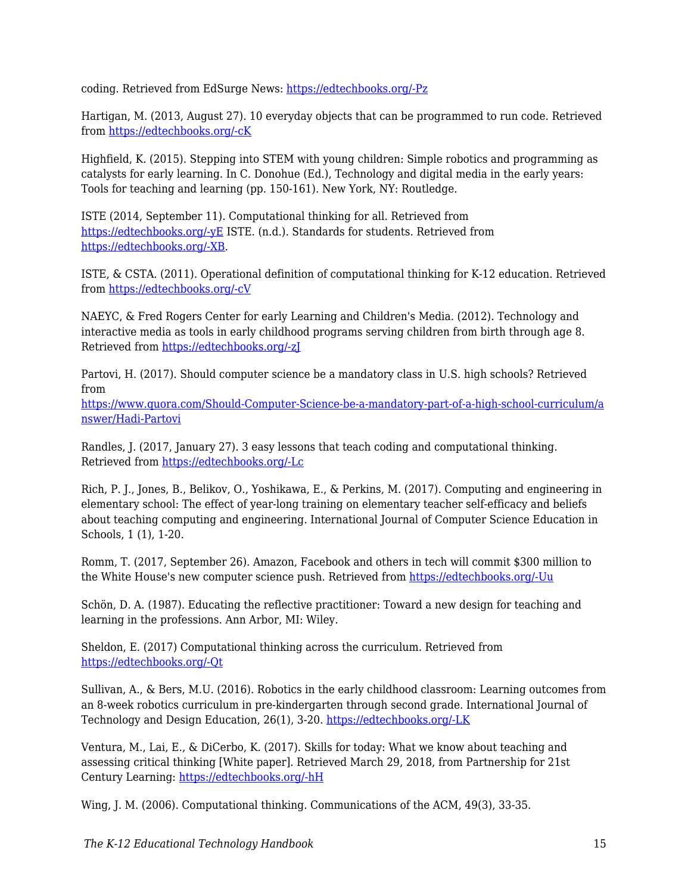coding. Retrieved from EdSurge News: https://edtechbooks.org/-Pz

Hartigan, M. (2013, August 27). 10 everyday objects that can be programmed to run code. Retrieved from https://edtechbooks.org/-cK

Highfield, K. (2015). Stepping into STEM with young children: Simple robotics and programming as catalysts for early learning. In C. Donohue (Ed.), Technology and digital media in the early years: Tools for teaching and learning (pp. 150-161). New York, NY: Routledge.

ISTE (2014, September 11). Computational thinking for all. Retrieved from https://edtechbooks.org/-yE ISTE. (n.d.). Standards for students. Retrieved from https://edtechbooks.org/-XB.

ISTE, & CSTA. (2011). Operational definition of computational thinking for K-12 education. Retrieved from https://edtechbooks.org/-cV

NAEYC, & Fred Rogers Center for early Learning and Children's Media. (2012). Technology and interactive media as tools in early childhood programs serving children from birth through age 8. Retrieved from https://edtechbooks.org/-zJ

Partovi, H. (2017). Should computer science be a mandatory class in U.S. high schools? Retrieved from https://www.quora.com/Should-Computer-Science-be-a-mandatory-part-of-a-high-school-curriculum/answer/Hadi-Partovi

Randles, J. (2017, January 27). 3 easy lessons that teach coding and computational thinking. Retrieved from https://edtechbooks.org/-Lc

Rich, P. J., Jones, B., Belikov, O., Yoshikawa, E., & Perkins, M. (2017). Computing and engineering in elementary school: The effect of year-long training on elementary teacher self-efficacy and beliefs about teaching computing and engineering. International Journal of Computer Science Education in Schools, 1 (1), 1-20.

Romm, T. (2017, September 26). Amazon, Facebook and others in tech will commit $300 million to the White House's new computer science push. Retrieved from https://edtechbooks.org/-Uu

Schön, D. A. (1987). Educating the reflective practitioner: Toward a new design for teaching and learning in the professions. Ann Arbor, MI: Wiley.

Sheldon, E. (2017) Computational thinking across the curriculum. Retrieved from https://edtechbooks.org/-Qt

Sullivan, A., & Bers, M.U. (2016). Robotics in the early childhood classroom: Learning outcomes from an 8-week robotics curriculum in pre-kindergarten through second grade. International Journal of Technology and Design Education, 26(1), 3-20. https://edtechbooks.org/-LK

Ventura, M., Lai, E., & DiCerbo, K. (2017). Skills for today: What we know about teaching and assessing critical thinking [White paper]. Retrieved March 29, 2018, from Partnership for 21st Century Learning: https://edtechbooks.org/-hH

Wing, J. M. (2006). Computational thinking. Communications of the ACM, 49(3), 33-35.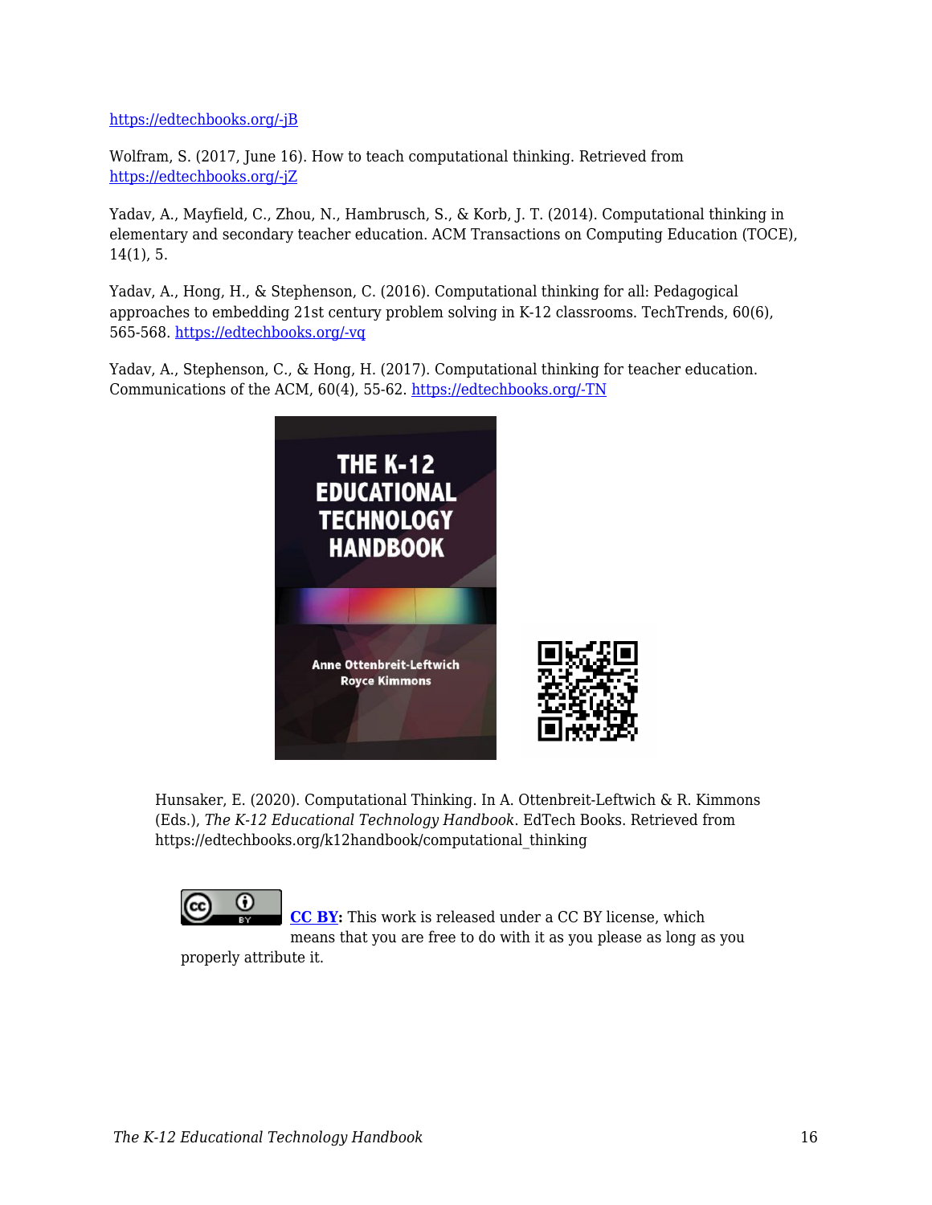https://edtechbooks.org/-jB

Wolfram, S. (2017, June 16). How to teach computational thinking. Retrieved from https://edtechbooks.org/-jZ

Yadav, A., Mayfield, C., Zhou, N., Hambrusch, S., & Korb, J. T. (2014). Computational thinking in elementary and secondary teacher education. ACM Transactions on Computing Education (TOCE), 14(1), 5.

Yadav, A., Hong, H., & Stephenson, C. (2016). Computational thinking for all: Pedagogical approaches to embedding 21st century problem solving in K-12 classrooms. TechTrends, 60(6), 565-568. https://edtechbooks.org/-vq

Yadav, A., Stephenson, C., & Hong, H. (2017). Computational thinking for teacher education. Communications of the ACM, 60(4), 55-62. https://edtechbooks.org/-TN

Hunsaker, E. (2020). Computational Thinking. In A. Ottenbreit-Leftwich & R. Kimmons (Eds.), *The K-12 Educational Technology Handbook*. EdTech Books. Retrieved from https://edtechbooks.org/k12handbook/computational_thinking

**CC BY:** This work is released under a CC BY license, which means that you are free to do with it as you please as long as you properly attribute it.